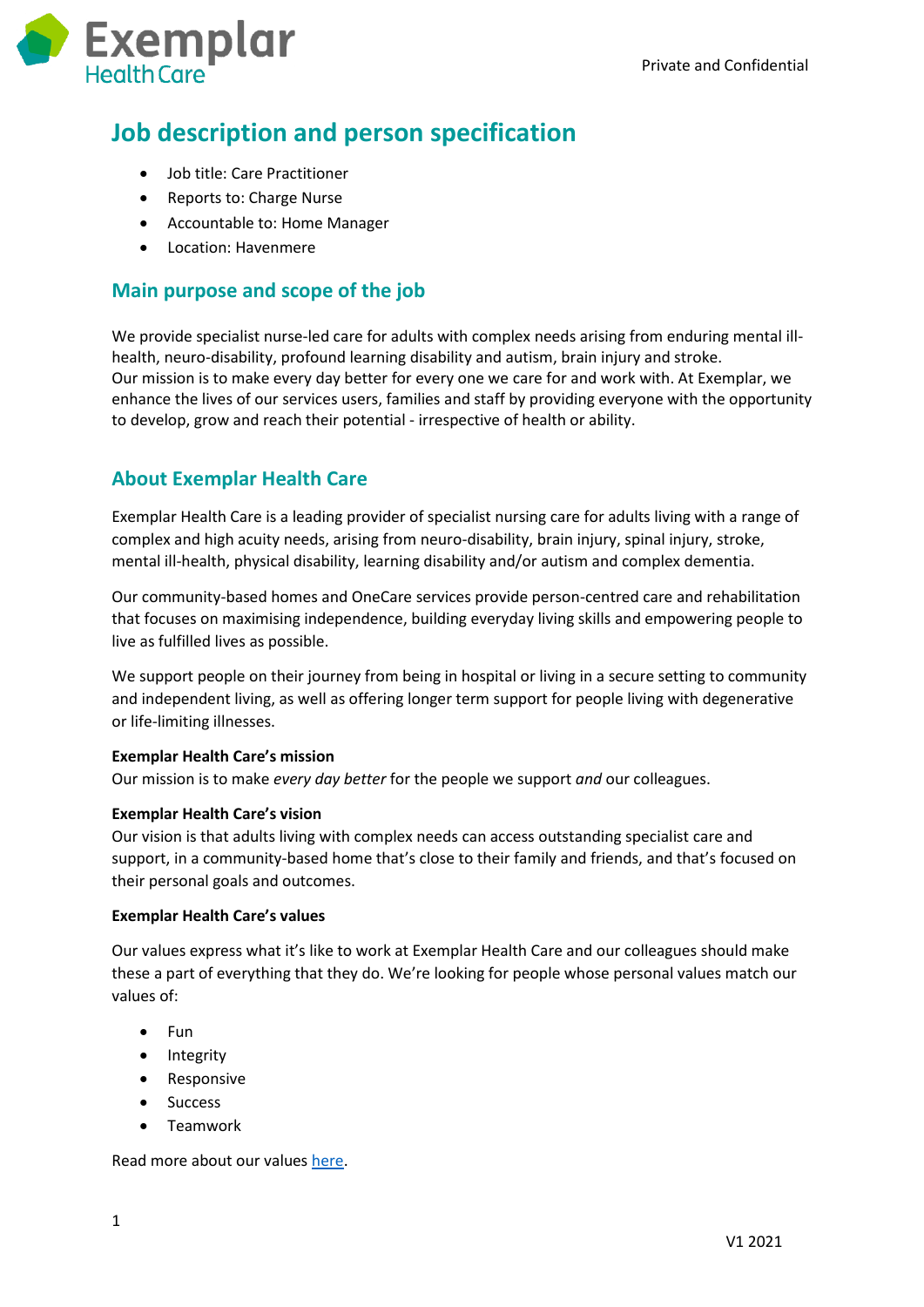# Job description and person specification

- Job title: Care Practitioner
- Reports to: Charge Nurse
- Accountable to: Home Manager
- Location: Havenmere

## Main purpose and scope of the job

We provide specialist nurse-led care for adults with complex needs arising from enduring mental ill-health, neuro-disability, profound learning disability and autism, brain injury and stroke.
Our mission is to make every day better for every one we care for and work with. At Exemplar, we enhance the lives of our services users, families and staff by providing everyone with the opportunity to develop, grow and reach their potential - irrespective of health or ability.

## About Exemplar Health Care

Exemplar Health Care is a leading provider of specialist nursing care for adults living with a range of complex and high acuity needs, arising from neuro-disability, brain injury, spinal injury, stroke, mental ill-health, physical disability, learning disability and/or autism and complex dementia.

Our community-based homes and OneCare services provide person-centred care and rehabilitation that focuses on maximising independence, building everyday living skills and empowering people to live as fulfilled lives as possible.

We support people on their journey from being in hospital or living in a secure setting to community and independent living, as well as offering longer term support for people living with degenerative or life-limiting illnesses.

**Exemplar Health Care's mission**
Our mission is to make *every day better* for the people we support *and* our colleagues.

**Exemplar Health Care's vision**
Our vision is that adults living with complex needs can access outstanding specialist care and support, in a community-based home that's close to their family and friends, and that's focused on their personal goals and outcomes.

**Exemplar Health Care's values**

Our values express what it's like to work at Exemplar Health Care and our colleagues should make these a part of everything that they do. We're looking for people whose personal values match our values of:

- Fun
- Integrity
- Responsive
- Success
- Teamwork

Read more about our values here.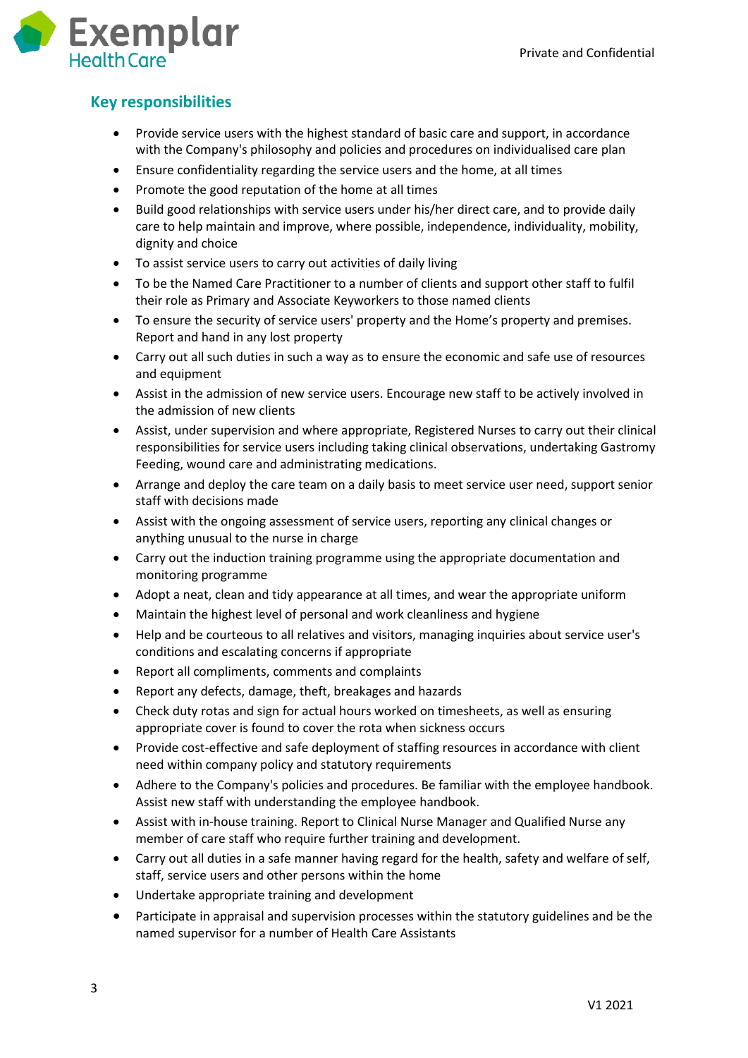## Key responsibilities

- Provide service users with the highest standard of basic care and support, in accordance with the Company's philosophy and policies and procedures on individualised care plan
- Ensure confidentiality regarding the service users and the home, at all times
- Promote the good reputation of the home at all times
- Build good relationships with service users under his/her direct care, and to provide daily care to help maintain and improve, where possible, independence, individuality, mobility, dignity and choice
- To assist service users to carry out activities of daily living
- To be the Named Care Practitioner to a number of clients and support other staff to fulfil their role as Primary and Associate Keyworkers to those named clients
- To ensure the security of service users' property and the Home's property and premises. Report and hand in any lost property
- Carry out all such duties in such a way as to ensure the economic and safe use of resources and equipment
- Assist in the admission of new service users. Encourage new staff to be actively involved in the admission of new clients
- Assist, under supervision and where appropriate, Registered Nurses to carry out their clinical responsibilities for service users including taking clinical observations, undertaking Gastromy Feeding, wound care and administrating medications.
- Arrange and deploy the care team on a daily basis to meet service user need, support senior staff with decisions made
- Assist with the ongoing assessment of service users, reporting any clinical changes or anything unusual to the nurse in charge
- Carry out the induction training programme using the appropriate documentation and monitoring programme
- Adopt a neat, clean and tidy appearance at all times, and wear the appropriate uniform
- Maintain the highest level of personal and work cleanliness and hygiene
- Help and be courteous to all relatives and visitors, managing inquiries about service user's conditions and escalating concerns if appropriate
- Report all compliments, comments and complaints
- Report any defects, damage, theft, breakages and hazards
- Check duty rotas and sign for actual hours worked on timesheets, as well as ensuring appropriate cover is found to cover the rota when sickness occurs
- Provide cost-effective and safe deployment of staffing resources in accordance with client need within company policy and statutory requirements
- Adhere to the Company's policies and procedures. Be familiar with the employee handbook. Assist new staff with understanding the employee handbook.
- Assist with in-house training. Report to Clinical Nurse Manager and Qualified Nurse any member of care staff who require further training and development.
- Carry out all duties in a safe manner having regard for the health, safety and welfare of self, staff, service users and other persons within the home
- Undertake appropriate training and development
- Participate in appraisal and supervision processes within the statutory guidelines and be the named supervisor for a number of Health Care Assistants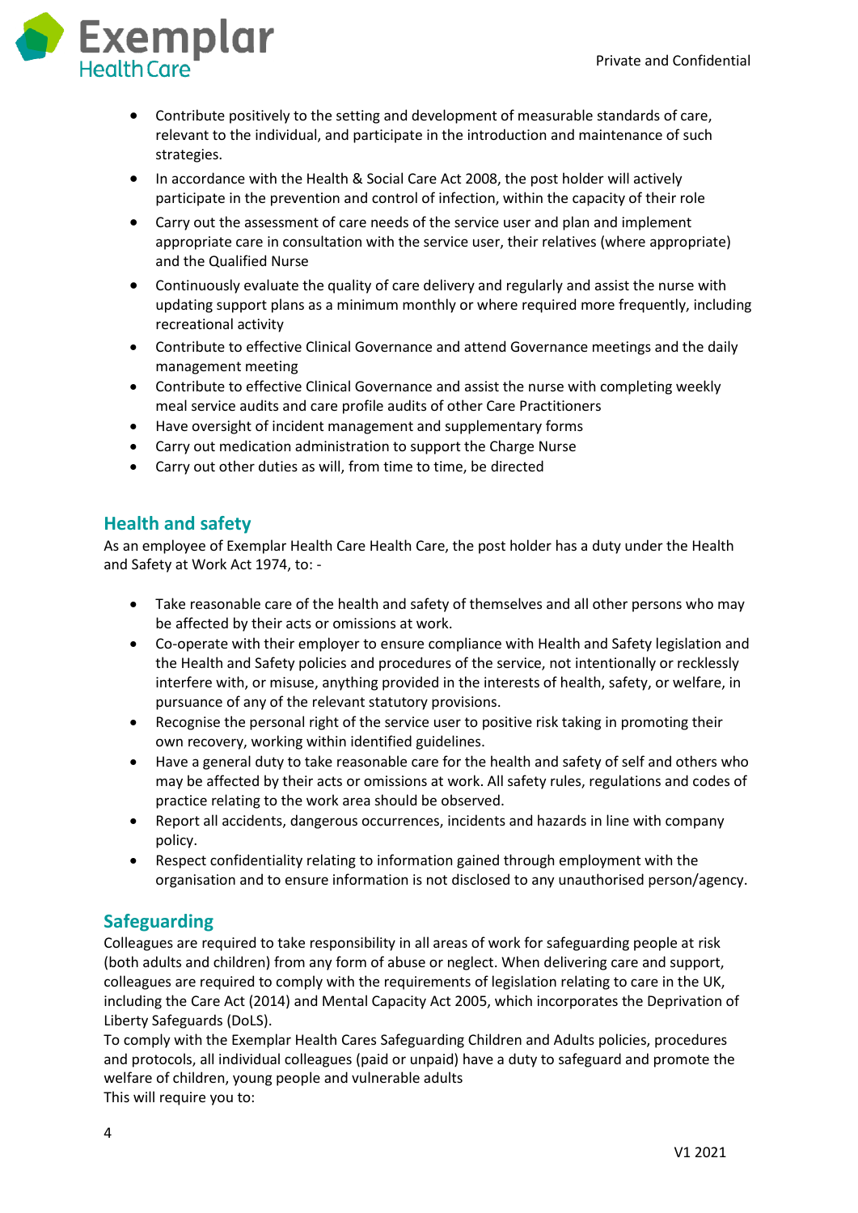- Contribute positively to the setting and development of measurable standards of care, relevant to the individual, and participate in the introduction and maintenance of such strategies.
- In accordance with the Health & Social Care Act 2008, the post holder will actively participate in the prevention and control of infection, within the capacity of their role
- Carry out the assessment of care needs of the service user and plan and implement appropriate care in consultation with the service user, their relatives (where appropriate) and the Qualified Nurse
- Continuously evaluate the quality of care delivery and regularly and assist the nurse with updating support plans as a minimum monthly or where required more frequently, including recreational activity
- Contribute to effective Clinical Governance and attend Governance meetings and the daily management meeting
- Contribute to effective Clinical Governance and assist the nurse with completing weekly meal service audits and care profile audits of other Care Practitioners
- Have oversight of incident management and supplementary forms
- Carry out medication administration to support the Charge Nurse
- Carry out other duties as will, from time to time, be directed

## Health and safety

As an employee of Exemplar Health Care Health Care, the post holder has a duty under the Health and Safety at Work Act 1974, to: -

- Take reasonable care of the health and safety of themselves and all other persons who may be affected by their acts or omissions at work.
- Co-operate with their employer to ensure compliance with Health and Safety legislation and the Health and Safety policies and procedures of the service, not intentionally or recklessly interfere with, or misuse, anything provided in the interests of health, safety, or welfare, in pursuance of any of the relevant statutory provisions.
- Recognise the personal right of the service user to positive risk taking in promoting their own recovery, working within identified guidelines.
- Have a general duty to take reasonable care for the health and safety of self and others who may be affected by their acts or omissions at work. All safety rules, regulations and codes of practice relating to the work area should be observed.
- Report all accidents, dangerous occurrences, incidents and hazards in line with company policy.
- Respect confidentiality relating to information gained through employment with the organisation and to ensure information is not disclosed to any unauthorised person/agency.

## Safeguarding

Colleagues are required to take responsibility in all areas of work for safeguarding people at risk (both adults and children) from any form of abuse or neglect. When delivering care and support, colleagues are required to comply with the requirements of legislation relating to care in the UK, including the Care Act (2014) and Mental Capacity Act 2005, which incorporates the Deprivation of Liberty Safeguards (DoLS).

To comply with the Exemplar Health Cares Safeguarding Children and Adults policies, procedures and protocols, all individual colleagues (paid or unpaid) have a duty to safeguard and promote the welfare of children, young people and vulnerable adults

This will require you to: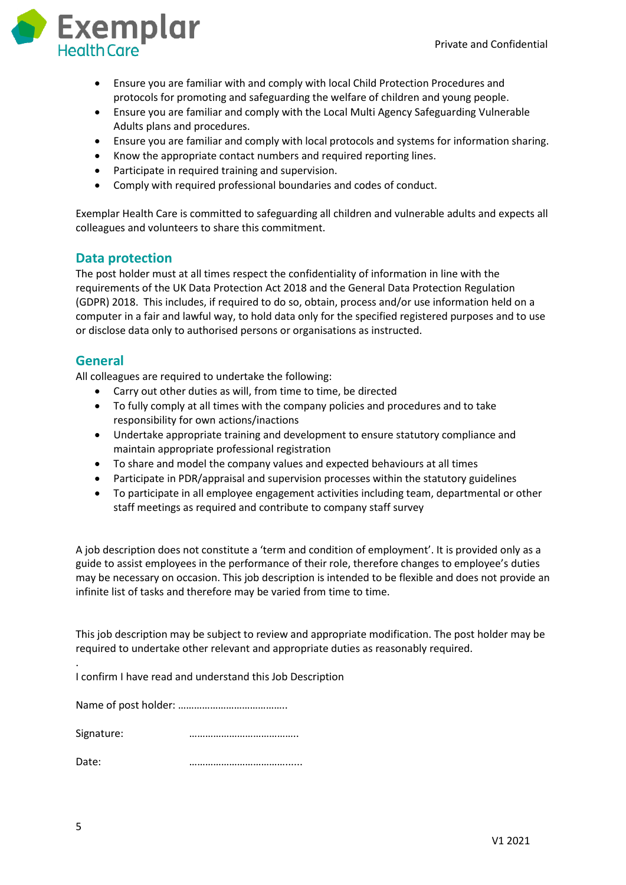- Ensure you are familiar with and comply with local Child Protection Procedures and protocols for promoting and safeguarding the welfare of children and young people.
- Ensure you are familiar and comply with the Local Multi Agency Safeguarding Vulnerable Adults plans and procedures.
- Ensure you are familiar and comply with local protocols and systems for information sharing.
- Know the appropriate contact numbers and required reporting lines.
- Participate in required training and supervision.
- Comply with required professional boundaries and codes of conduct.

Exemplar Health Care is committed to safeguarding all children and vulnerable adults and expects all colleagues and volunteers to share this commitment.

## Data protection

The post holder must at all times respect the confidentiality of information in line with the requirements of the UK Data Protection Act 2018 and the General Data Protection Regulation (GDPR) 2018. This includes, if required to do so, obtain, process and/or use information held on a computer in a fair and lawful way, to hold data only for the specified registered purposes and to use or disclose data only to authorised persons or organisations as instructed.

## General

All colleagues are required to undertake the following:

- Carry out other duties as will, from time to time, be directed
- To fully comply at all times with the company policies and procedures and to take responsibility for own actions/inactions
- Undertake appropriate training and development to ensure statutory compliance and maintain appropriate professional registration
- To share and model the company values and expected behaviours at all times
- Participate in PDR/appraisal and supervision processes within the statutory guidelines
- To participate in all employee engagement activities including team, departmental or other staff meetings as required and contribute to company staff survey

A job description does not constitute a 'term and condition of employment'. It is provided only as a guide to assist employees in the performance of their role, therefore changes to employee's duties may be necessary on occasion. This job description is intended to be flexible and does not provide an infinite list of tasks and therefore may be varied from time to time.

This job description may be subject to review and appropriate modification. The post holder may be required to undertake other relevant and appropriate duties as reasonably required.

.

I confirm I have read and understand this Job Description

Name of post holder: …………………………………..

Signature: …………………………………..

Date: …………………………………....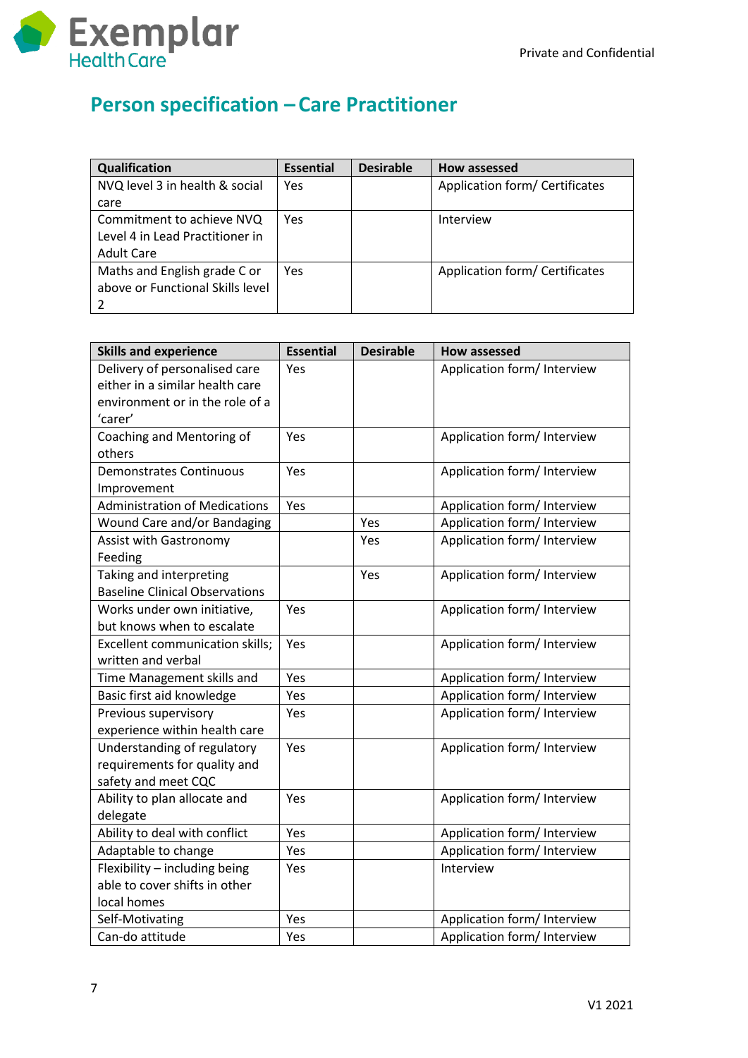# Person specification – Care Practitioner

| Qualification | Essential | Desirable | How assessed |
|---|---|---|---|
| NVQ level 3 in health & social care | Yes | | Application form/ Certificates |
| Commitment to achieve NVQ Level 4 in Lead Practitioner in Adult Care | Yes | | Interview |
| Maths and English grade C or above or Functional Skills level 2 | Yes | | Application form/ Certificates |

| Skills and experience | Essential | Desirable | How assessed |
|---|---|---|---|
| Delivery of personalised care either in a similar health care environment or in the role of a 'carer' | Yes | | Application form/ Interview |
| Coaching and Mentoring of others | Yes | | Application form/ Interview |
| Demonstrates Continuous Improvement | Yes | | Application form/ Interview |
| Administration of Medications | Yes | | Application form/ Interview |
| Wound Care and/or Bandaging | | Yes | Application form/ Interview |
| Assist with Gastronomy Feeding | | Yes | Application form/ Interview |
| Taking and interpreting Baseline Clinical Observations | | Yes | Application form/ Interview |
| Works under own initiative, but knows when to escalate | Yes | | Application form/ Interview |
| Excellent communication skills; written and verbal | Yes | | Application form/ Interview |
| Time Management skills and | Yes | | Application form/ Interview |
| Basic first aid knowledge | Yes | | Application form/ Interview |
| Previous supervisory experience within health care | Yes | | Application form/ Interview |
| Understanding of regulatory requirements for quality and safety and meet CQC | Yes | | Application form/ Interview |
| Ability to plan allocate and delegate | Yes | | Application form/ Interview |
| Ability to deal with conflict | Yes | | Application form/ Interview |
| Adaptable to change | Yes | | Application form/ Interview |
| Flexibility – including being able to cover shifts in other local homes | Yes | | Interview |
| Self-Motivating | Yes | | Application form/ Interview |
| Can-do attitude | Yes | | Application form/ Interview |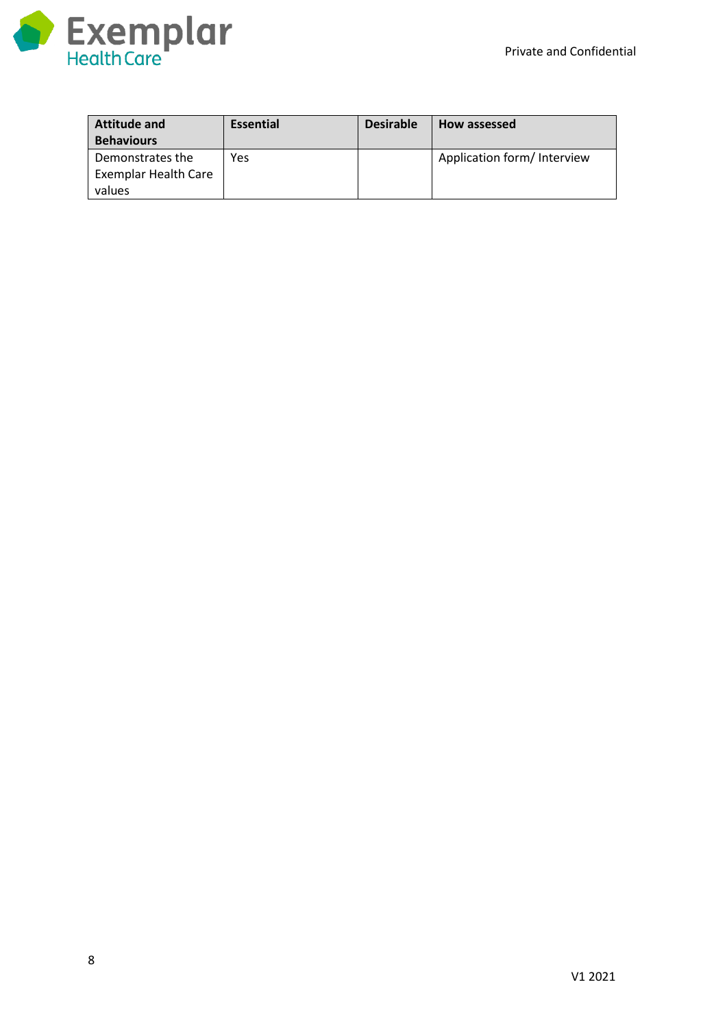| Attitude and Behaviours | Essential | Desirable | How assessed |
|---|---|---|---|
| Demonstrates the Exemplar Health Care values | Yes | | Application form/ Interview |